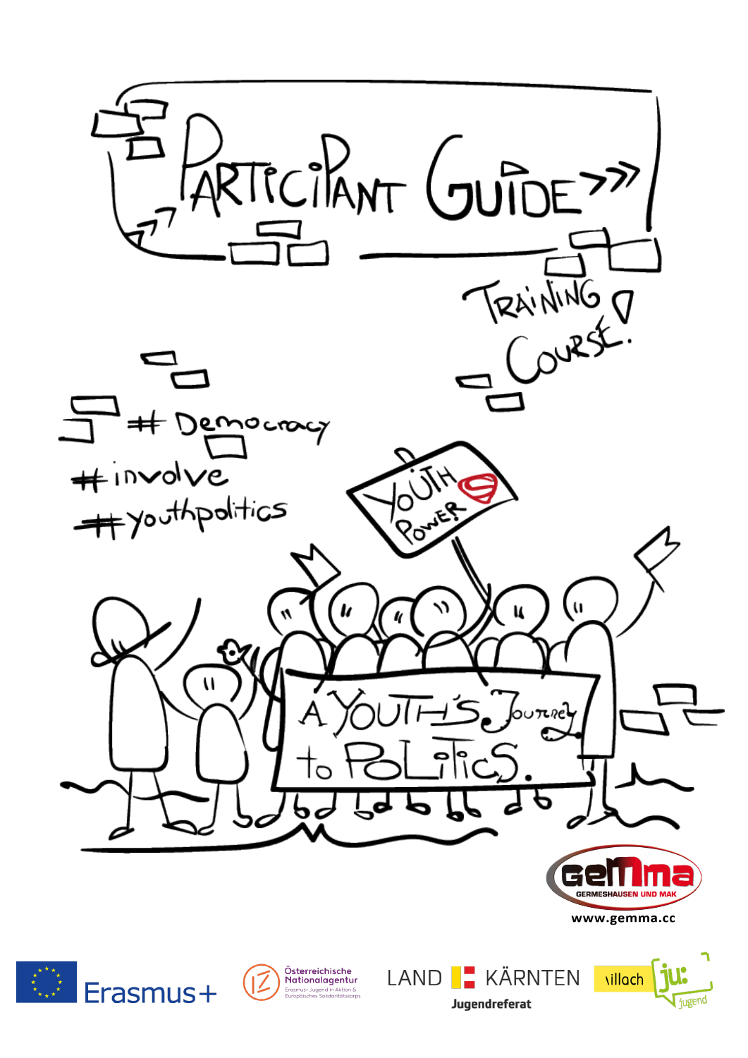# PARTICIPANT GUIDE

TRAINING COURSE

#Democracy
#involve
#youthpolitics

YOUTH POWER

A YOUTH'S Journey to POLITICS.

GeMma
GERMESHAUSEN UND MAK
www.gemma.cc

Erasmus+

Österreichische Nationalagentur
Erasmus+ Jugend in Aktion & Europäisches Solidaritätskorps

LAND KÄRNTEN
Jugendreferat

villach ju: jugend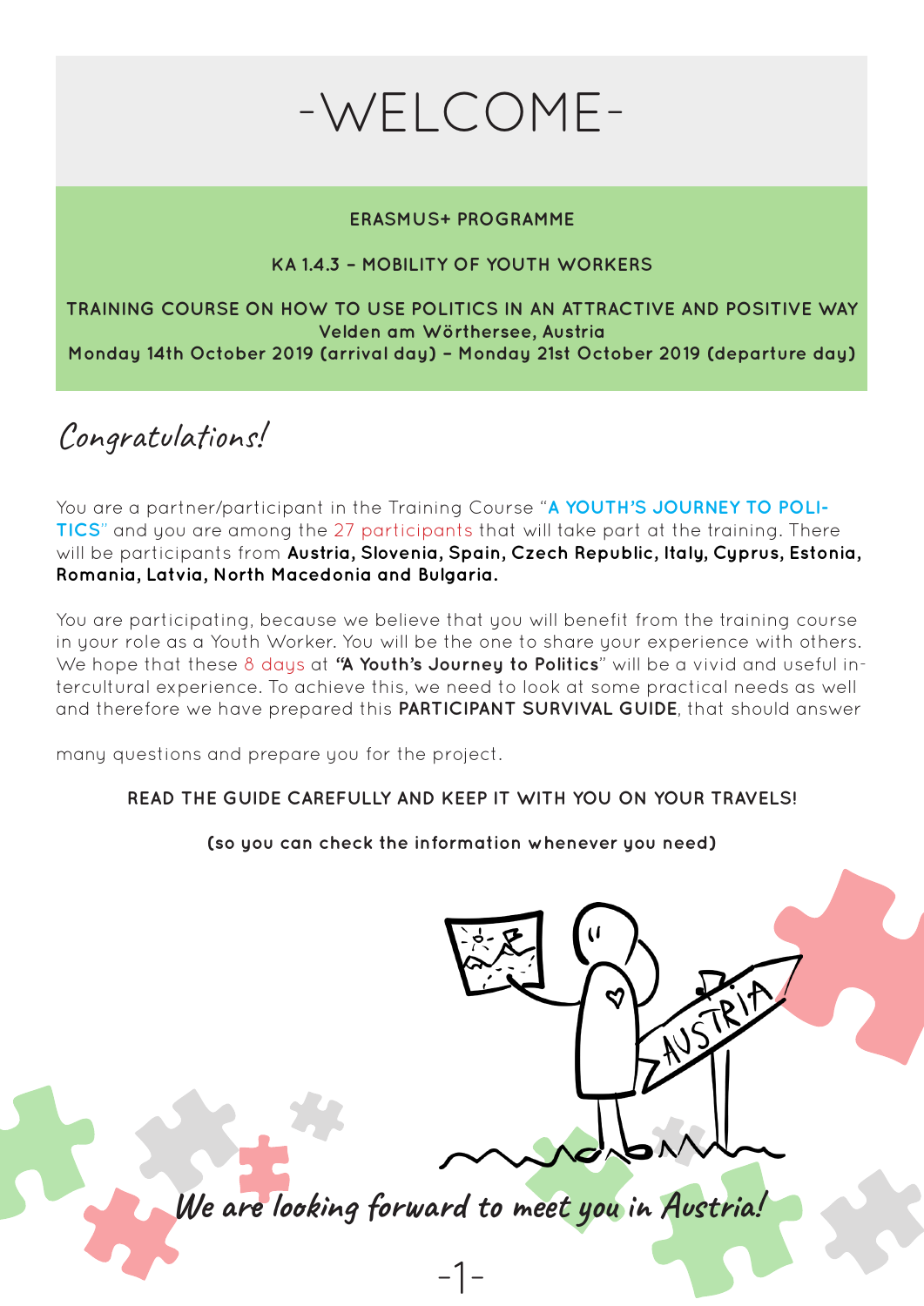# -WELCOME-

**ERASMUS+ PROGRAMME**

**KA 1.4.3 – MOBILITY OF YOUTH WORKERS**

**TRAINING COURSE ON HOW TO USE POLITICS IN AN ATTRACTIVE AND POSITIVE WAY**
**Velden am Wörthersee, Austria**
**Monday 14th October 2019 (arrival day) – Monday 21st October 2019 (departure day)**

## *Congratulations!*

You are a partner/participant in the Training Course "**A YOUTH'S JOURNEY TO POLITICS**" and you are among the 27 participants that will take part at the training. There will be participants from **Austria, Slovenia, Spain, Czech Republic, Italy, Cyprus, Estonia, Romania, Latvia, North Macedonia and Bulgaria.**

You are participating, because we believe that you will benefit from the training course in your role as a Youth Worker. You will be the one to share your experience with others. We hope that these 8 days at **"A Youth's Journey to Politics**" will be a vivid and useful intercultural experience. To achieve this, we need to look at some practical needs as well and therefore we have prepared this **PARTICIPANT SURVIVAL GUIDE**, that should answer many questions and prepare you for the project.

**READ THE GUIDE CAREFULLY AND KEEP IT WITH YOU ON YOUR TRAVELS!**

**(so you can check the information whenever you need)**

*We are looking forward to meet you in Austria!*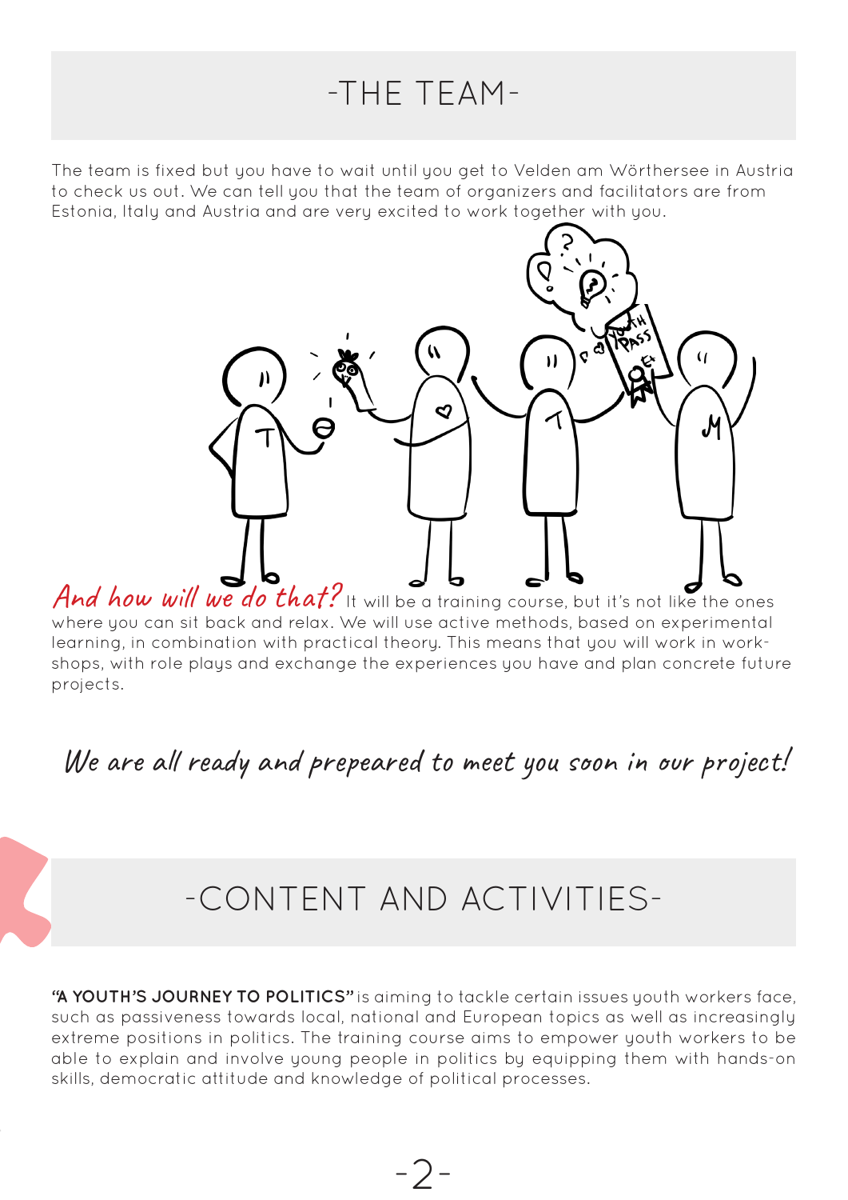# -THE TEAM-

The team is fixed but you have to wait until you get to Velden am Wörthersee in Austria to check us out. We can tell you that the team of organizers and facilitators are from Estonia, Italy and Austria and are very excited to work together with you.

*And how will we do that?* It will be a training course, but it's not like the ones where you can sit back and relax. We will use active methods, based on experimental learning, in combination with practical theory. This means that you will work in work-shops, with role plays and exchange the experiences you have and plan concrete future projects.

*We are all ready and prepeared to meet you soon in our project!*

# -CONTENT AND ACTIVITIES-

**"A YOUTH'S JOURNEY TO POLITICS"** is aiming to tackle certain issues youth workers face, such as passiveness towards local, national and European topics as well as increasingly extreme positions in politics. The training course aims to empower youth workers to be able to explain and involve young people in politics by equipping them with hands-on skills, democratic attitude and knowledge of political processes.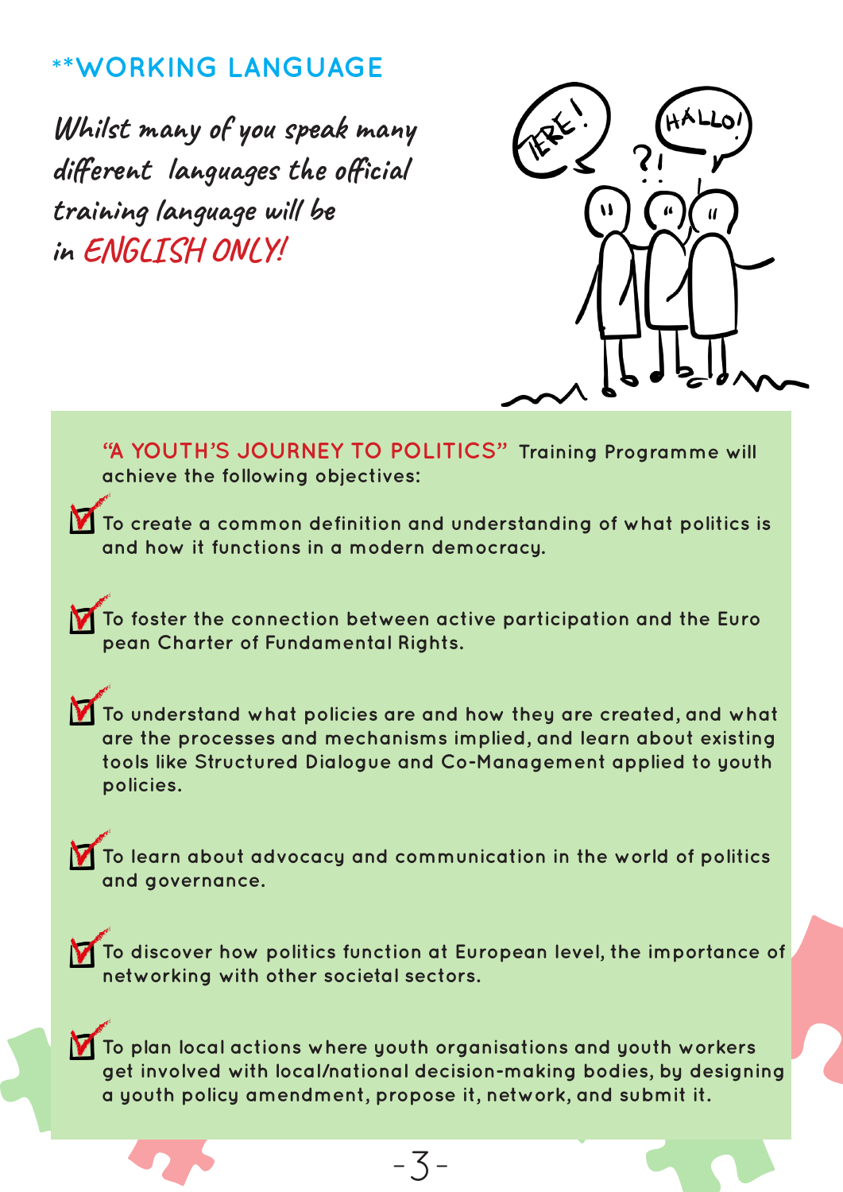## **WORKING LANGUAGE

*Whilst many of you speak many different languages the official training language will be in ENGLISH ONLY!*

"A YOUTH'S JOURNEY TO POLITICS" Training Programme will achieve the following objectives:

- To create a common definition and understanding of what politics is and how it functions in a modern democracy.
- To foster the connection between active participation and the European Charter of Fundamental Rights.
- To understand what policies are and how they are created, and what are the processes and mechanisms implied, and learn about existing tools like Structured Dialogue and Co-Management applied to youth policies.
- To learn about advocacy and communication in the world of politics and governance.
- To discover how politics function at European level, the importance of networking with other societal sectors.
- To plan local actions where youth organisations and youth workers get involved with local/national decision-making bodies, by designing a youth policy amendment, propose it, network, and submit it.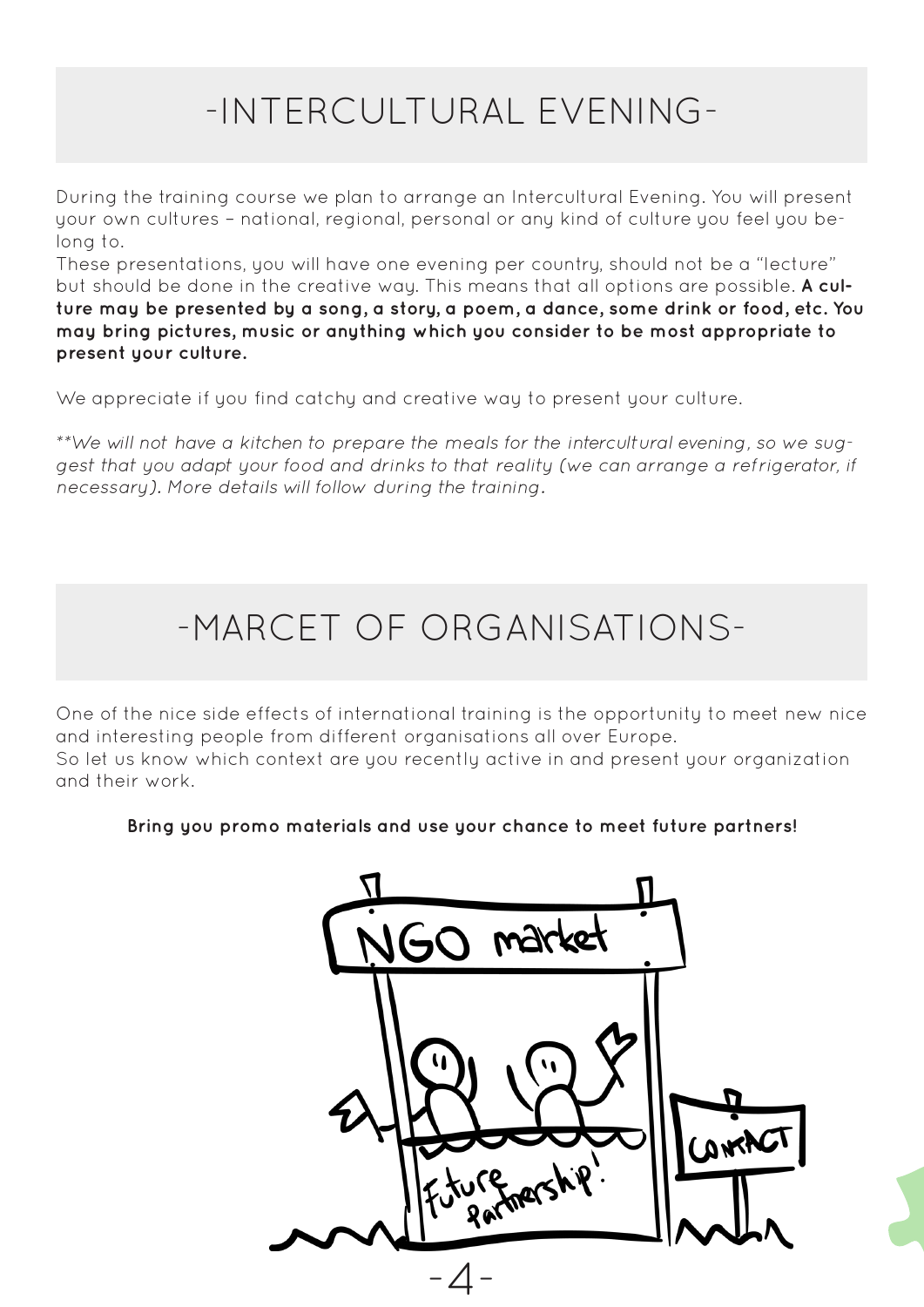# -INTERCULTURAL EVENING-

During the training course we plan to arrange an Intercultural Evening. You will present your own cultures – national, regional, personal or any kind of culture you feel you belong to.
These presentations, you will have one evening per country, should not be a "lecture" but should be done in the creative way. This means that all options are possible. **A culture may be presented by a song, a story, a poem, a dance, some drink or food, etc. You may bring pictures, music or anything which you consider to be most appropriate to present your culture.**

We appreciate if you find catchy and creative way to present your culture.

*\*\*We will not have a kitchen to prepare the meals for the intercultural evening, so we suggest that you adapt your food and drinks to that reality (we can arrange a refrigerator, if necessary). More details will follow during the training.*

# -MARCET OF ORGANISATIONS-

One of the nice side effects of international training is the opportunity to meet new nice and interesting people from different organisations all over Europe.
So let us know which context are you recently active in and present your organization and their work.

**Bring you promo materials and use your chance to meet future partners!**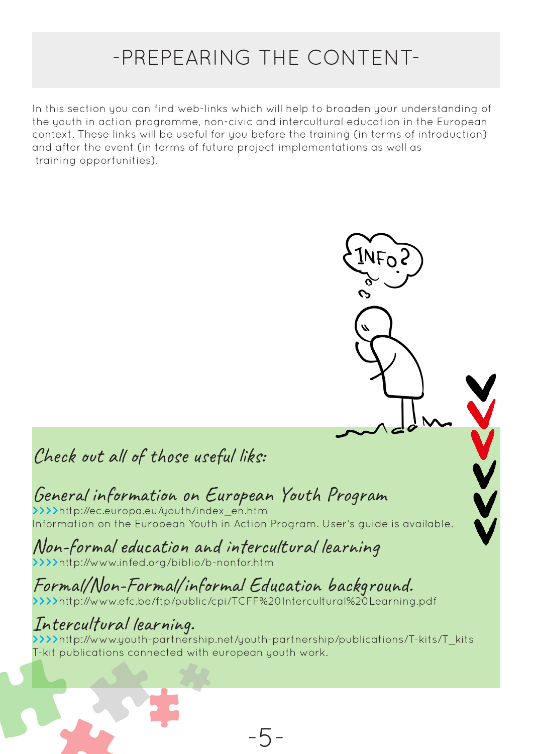# -PREPEARING THE CONTENT-

In this section you can find web-links which will help to broaden your understanding of the youth in action programme, non-civic and intercultural education in the European context. These links will be useful for you before the training (in terms of introduction) and after the event (in terms of future project implementations as well as training opportunities).

## Check out all of those useful liks:

### General information on European Youth Program

>>>>http://ec.europa.eu/youth/index_en.htm
Information on the European Youth in Action Program. User's guide is available.

### Non-formal education and intercultural learning

>>>>http://www.infed.org/biblio/b-nonfor.htm

### Formal/Non-Formal/informal Education background.

>>>>http://www.efc.be/ftp/public/cpi/TCFF%20Intercultural%20Learning.pdf

### Intercultural learning.

>>>>http://www.youth-partnership.net/youth-partnership/publications/T-kits/T_kits
T-kit publications connected with european youth work.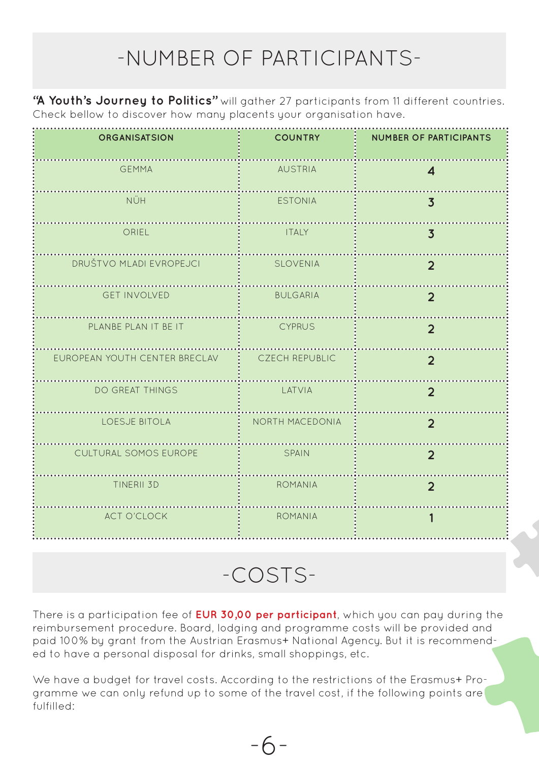# -NUMBER OF PARTICIPANTS-

**"A Youth's Journey to Politics"** will gather 27 participants from 11 different countries. Check bellow to discover how many placents your organisation have.

| ORGANISATSION | COUNTRY | NUMBER OF PARTICIPANTS |
|---|---|---|
| GEMMA | AUSTRIA | 4 |
| NÜH | ESTONIA | 3 |
| ORIEL | ITALY | 3 |
| DRUŠTVO MLADI EVROPEJCI | SLOVENIA | 2 |
| GET INVOLVED | BULGARIA | 2 |
| PLANBE PLAN IT BE IT | CYPRUS | 2 |
| EUROPEAN YOUTH CENTER BRECLAV | CZECH REPUBLIC | 2 |
| DO GREAT THINGS | LATVIA | 2 |
| LOESJE BITOLA | NORTH MACEDONIA | 2 |
| CULTURAL SOMOS EUROPE | SPAIN | 2 |
| TINERII 3D | ROMANIA | 2 |
| ACT O'CLOCK | ROMANIA | 1 |

# -COSTS-

There is a participation fee of **EUR 30,00 per participant**, which you can pay during the reimbursement procedure. Board, lodging and programme costs will be provided and paid 100% by grant from the Austrian Erasmus+ National Agency. But it is recommended to have a personal disposal for drinks, small shoppings, etc.

We have a budget for travel costs. According to the restrictions of the Erasmus+ Programme we can only refund up to some of the travel cost, if the following points are fulfilled: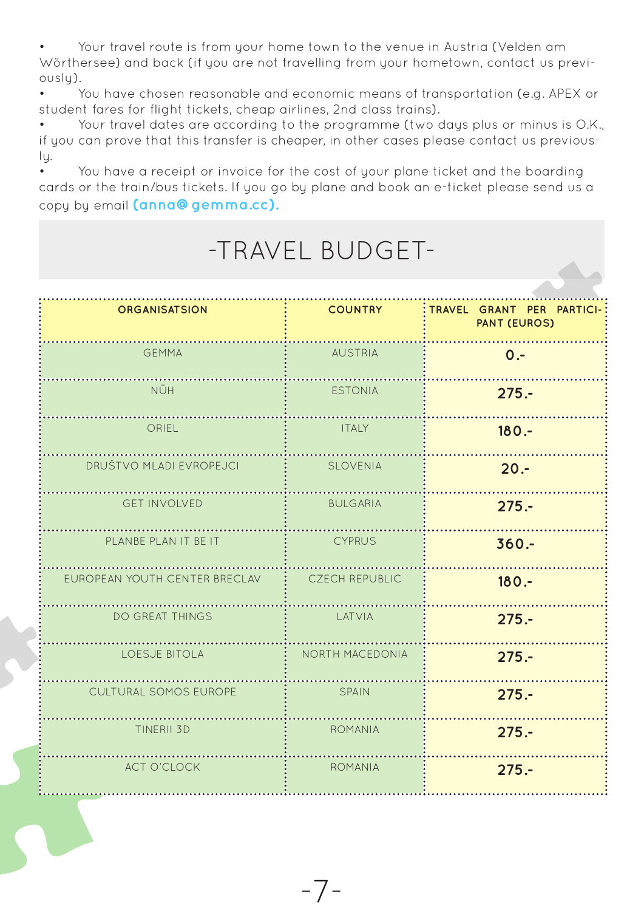- Your travel route is from your home town to the venue in Austria (Velden am Wörthersee) and back (if you are not travelling from your hometown, contact us previously).
- You have chosen reasonable and economic means of transportation (e.g. APEX or student fares for flight tickets, cheap airlines, 2nd class trains).
- Your travel dates are according to the programme (two days plus or minus is O.K., if you can prove that this transfer is cheaper, in other cases please contact us previously.
- You have a receipt or invoice for the cost of your plane ticket and the boarding cards or the train/bus tickets. If you go by plane and book an e-ticket please send us a copy by email **(anna@gemma.cc).**

# -TRAVEL BUDGET-

| ORGANISATSION | COUNTRY | TRAVEL GRANT PER PARTICIPANT (EUROS) |
|---|---|---|
| GEMMA | AUSTRIA | **0.-** |
| NÜH | ESTONIA | **275.-** |
| ORIEL | ITALY | **180.-** |
| DRUŠTVO MLADI EVROPEJCI | SLOVENIA | **20.-** |
| GET INVOLVED | BULGARIA | **275.-** |
| PLANBE PLAN IT BE IT | CYPRUS | **360.-** |
| EUROPEAN YOUTH CENTER BRECLAV | CZECH REPUBLIC | **180.-** |
| DO GREAT THINGS | LATVIA | **275.-** |
| LOESJE BITOLA | NORTH MACEDONIA | **275.-** |
| CULTURAL SOMOS EUROPE | SPAIN | **275.-** |
| TINERII 3D | ROMANIA | **275.-** |
| ACT O'CLOCK | ROMANIA | **275.-** |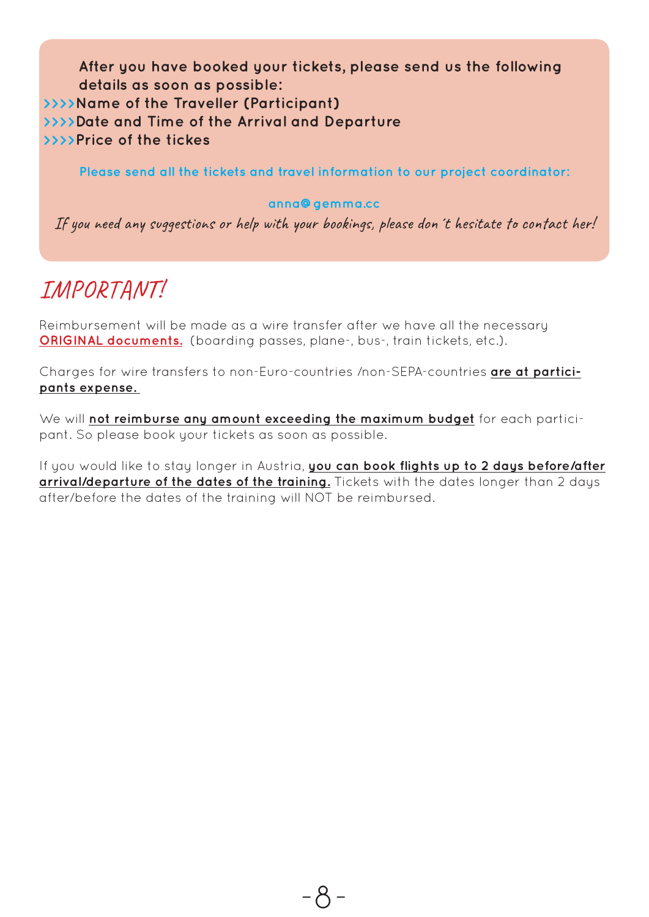**After you have booked your tickets, please send us the following details as soon as possible:**

>>>> **Name of the Traveller (Participant)**
>>>> **Date and Time of the Arrival and Departure**
>>>> **Price of the tickes**

**Please send all the tickets and travel information to our project coordinator:**

**anna@gemma.cc**

*If you need any suggestions or help with your bookings, please don´t hesitate to contact her!*

# IMPORTANT!

Reimbursement will be made as a wire transfer after we have all the necessary **ORIGINAL documents.** (boarding passes, plane-, bus-, train tickets, etc.).

Charges for wire transfers to non-Euro-countries /non-SEPA-countries **are at participants expense.**

We will **not reimburse any amount exceeding the maximum budget** for each participant. So please book your tickets as soon as possible.

If you would like to stay longer in Austria, **you can book flights up to 2 days before/after arrival/departure of the dates of the training.** Tickets with the dates longer than 2 days after/before the dates of the training will NOT be reimbursed.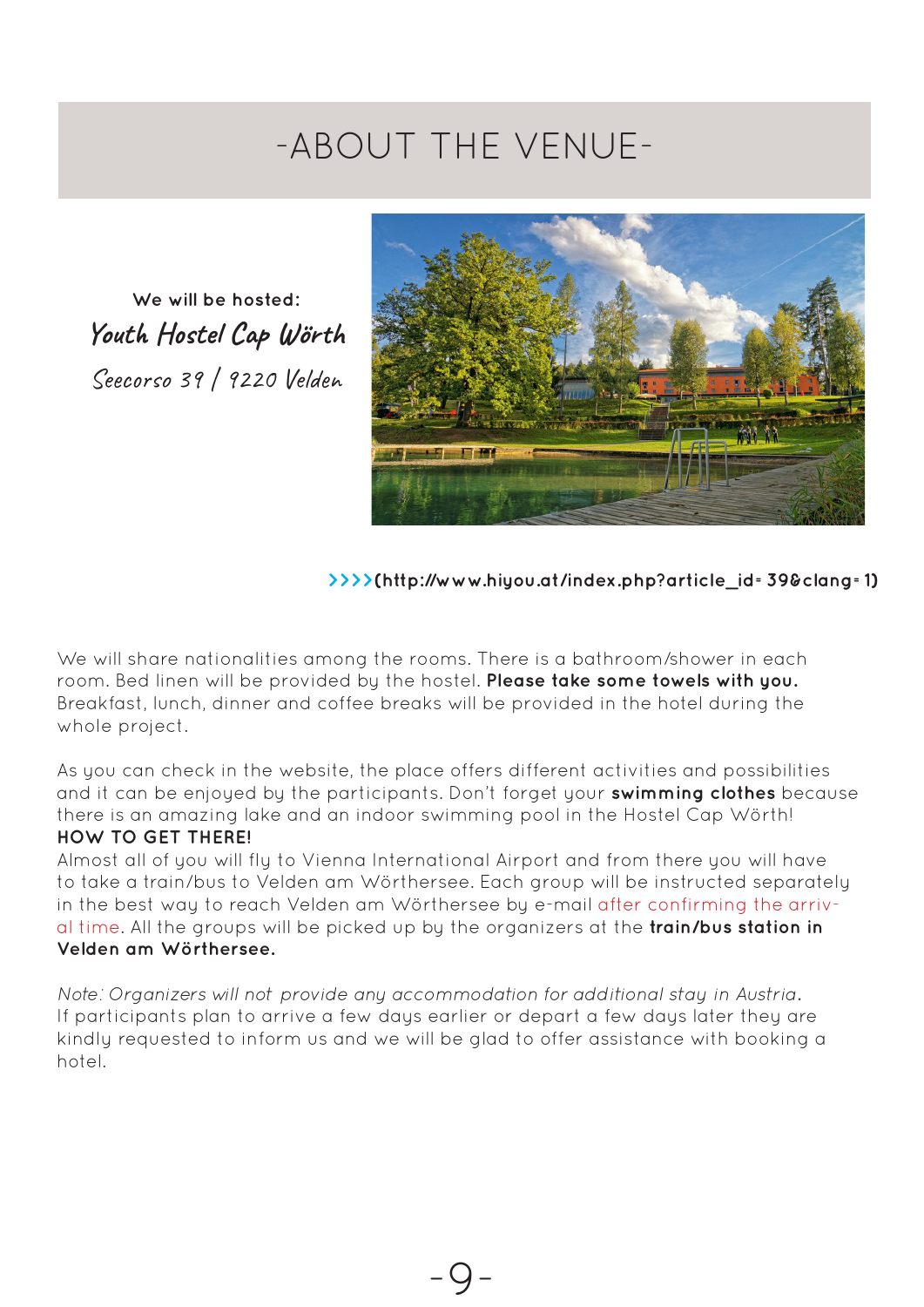# -ABOUT THE VENUE-

**We will be hosted:**

*Youth Hostel Cap Wörth*

*Seecorso 39 / 9220 Velden*

**>>>>(http://www.hiyou.at/index.php?article_id=39&clang=1)**

We will share nationalities among the rooms. There is a bathroom/shower in each room. Bed linen will be provided by the hostel. **Please take some towels with you.** Breakfast, lunch, dinner and coffee breaks will be provided in the hotel during the whole project.

As you can check in the website, the place offers different activities and possibilities and it can be enjoyed by the participants. Don't forget your **swimming clothes** because there is an amazing lake and an indoor swimming pool in the Hostel Cap Wörth!

**HOW TO GET THERE!**

Almost all of you will fly to Vienna International Airport and from there you will have to take a train/bus to Velden am Wörthersee. Each group will be instructed separately in the best way to reach Velden am Wörthersee by e-mail after confirming the arrival time. All the groups will be picked up by the organizers at the **train/bus station in Velden am Wörthersee.**

*Note: Organizers will not provide any accommodation for additional stay in Austria.* If participants plan to arrive a few days earlier or depart a few days later they are kindly requested to inform us and we will be glad to offer assistance with booking a hotel.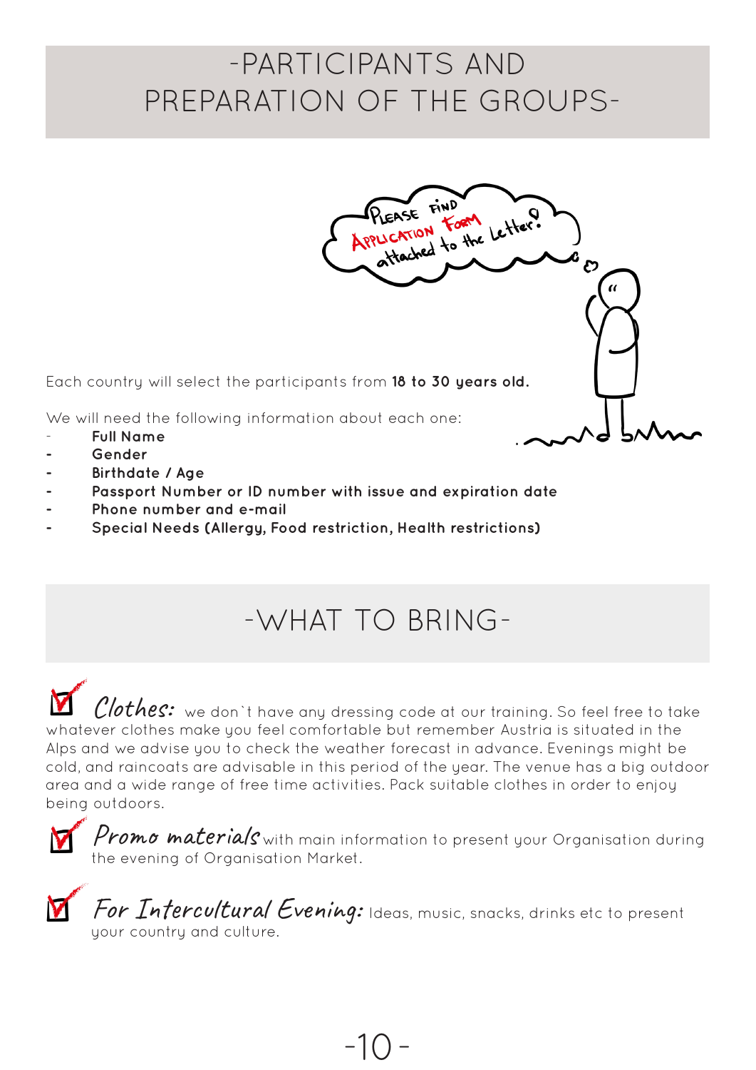# -PARTICIPANTS AND PREPARATION OF THE GROUPS-

Please find Application Form attached to the Letter!

Each country will select the participants from **18 to 30 years old.**

We will need the following information about each one:

- **Full Name**
- **Gender**
- **Birthdate / Age**
- **Passport Number or ID number with issue and expiration date**
- **Phone number and e-mail**
- **Special Needs (Allergy, Food restriction, Health restrictions)**

# -WHAT TO BRING-

☑ *Clothes:* we don`t have any dressing code at our training. So feel free to take whatever clothes make you feel comfortable but remember Austria is situated in the Alps and we advise you to check the weather forecast in advance. Evenings might be cold, and raincoats are advisable in this period of the year. The venue has a big outdoor area and a wide range of free time activities. Pack suitable clothes in order to enjoy being outdoors.

☑ *Promo materials* with main information to present your Organisation during the evening of Organisation Market.

☑ *For Intercultural Evening:* Ideas, music, snacks, drinks etc to present your country and culture.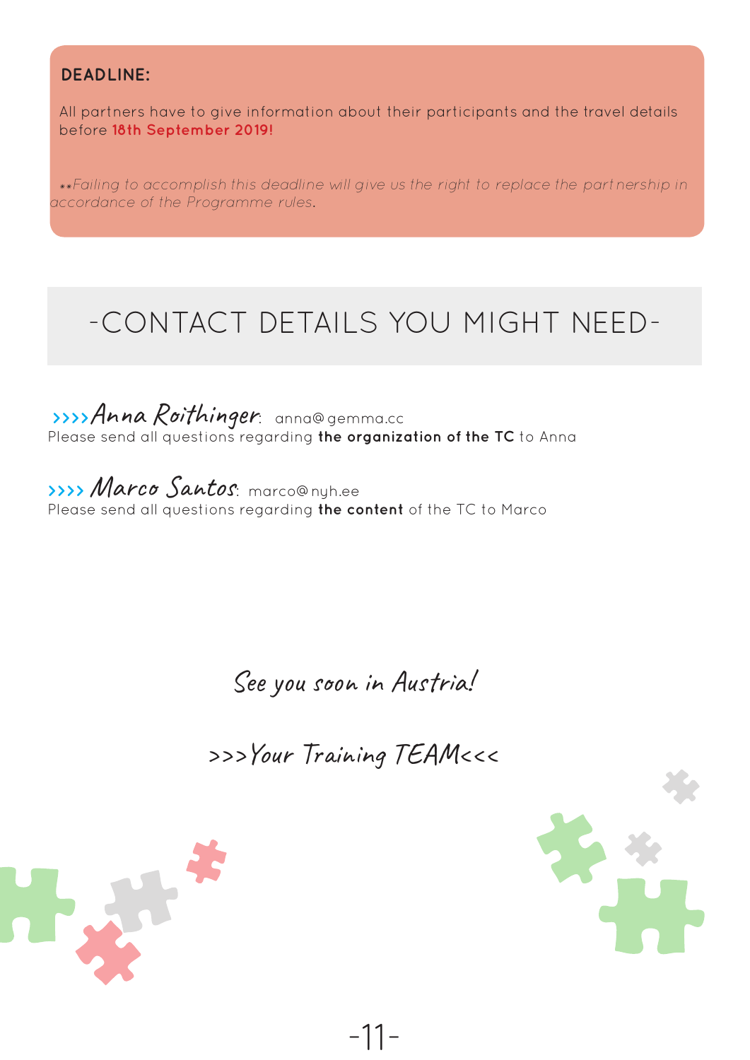**DEADLINE:**

All partners have to give information about their participants and the travel details before **18th September 2019!**

*\*\*Failing to accomplish this deadline will give us the right to replace the partnership in accordance of the Programme rules.*

# -CONTACT DETAILS YOU MIGHT NEED-

›››› *Anna Roithinger*: anna@gemma.cc
Please send all questions regarding **the organization of the TC** to Anna

›››› *Marco Santos*: marco@nyh.ee
Please send all questions regarding **the content** of the TC to Marco

*See you soon in Austria!*

*>>>Your Training TEAM<<<*